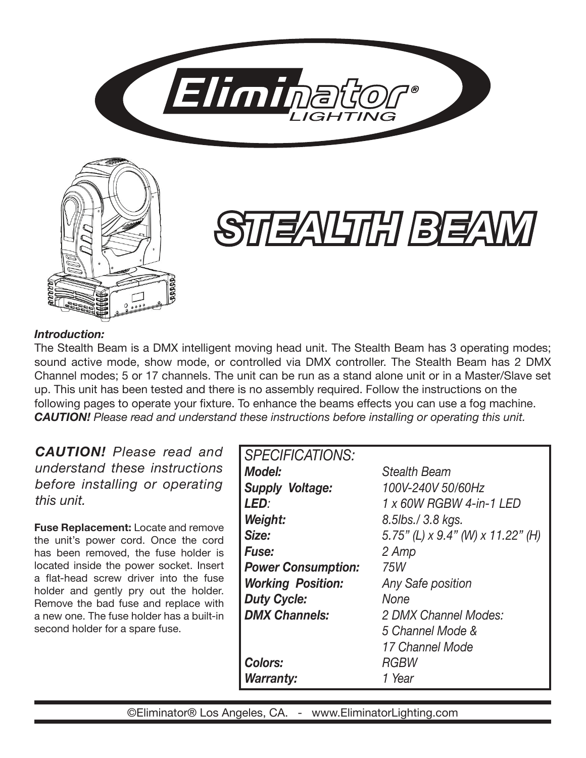# Eliminator® LIGHTING

# STEALTH BEAM

***Introduction:***

The Stealth Beam is a DMX intelligent moving head unit. The Stealth Beam has 3 operating modes; sound active mode, show mode, or controlled via DMX controller. The Stealth Beam has 2 DMX Channel modes; 5 or 17 channels. The unit can be run as a stand alone unit or in a Master/Slave set up. This unit has been tested and there is no assembly required. Follow the instructions on the following pages to operate your fixture. To enhance the beams effects you can use a fog machine.
***CAUTION!*** *Please read and understand these instructions before installing or operating this unit.*

***CAUTION!*** *Please read and understand these instructions before installing or operating this unit.*

**Fuse Replacement:** Locate and remove the unit's power cord. Once the cord has been removed, the fuse holder is located inside the power socket. Insert a flat-head screw driver into the fuse holder and gently pry out the holder. Remove the bad fuse and replace with a new one. The fuse holder has a built-in second holder for a spare fuse.

*SPECIFICATIONS:*

| | |
|---|---|
| ***Model:*** | *Stealth Beam* |
| ***Supply Voltage:*** | *100V-240V 50/60Hz* |
| ***LED:*** | *1 x 60W RGBW 4-in-1 LED* |
| ***Weight:*** | *8.5lbs./ 3.8 kgs.* |
| ***Size:*** | *5.75" (L) x 9.4" (W) x 11.22" (H)* |
| ***Fuse:*** | *2 Amp* |
| ***Power Consumption:*** | *75W* |
| ***Working Position:*** | *Any Safe position* |
| ***Duty Cycle:*** | *None* |
| ***DMX Channels:*** | *2 DMX Channel Modes: 5 Channel Mode & 17 Channel Mode* |
| ***Colors:*** | *RGBW* |
| ***Warranty:*** | *1 Year* |

©Eliminator® Los Angeles, CA. - www.EliminatorLighting.com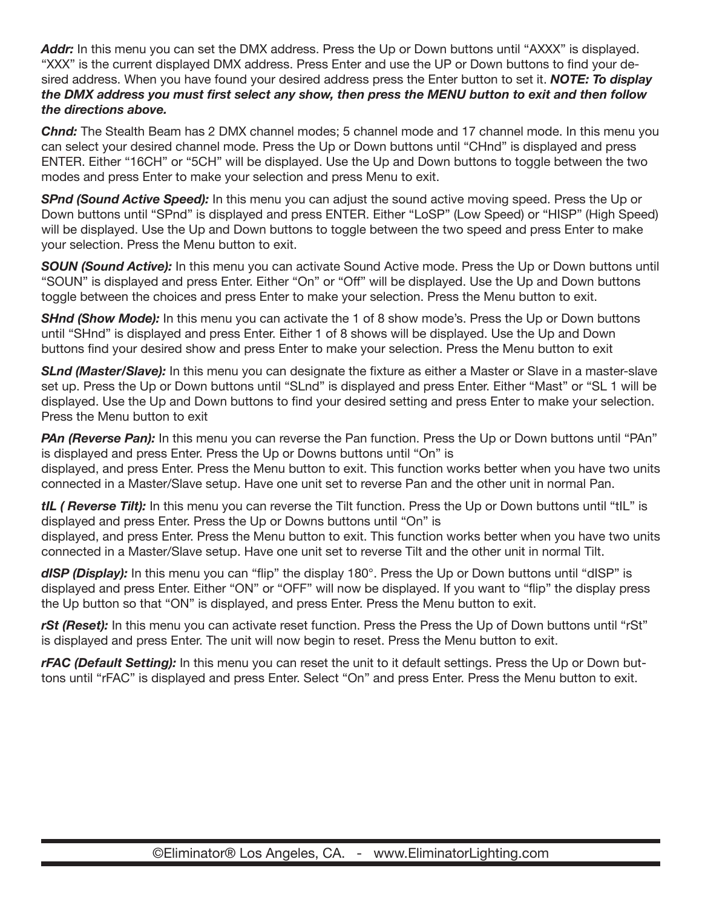***Addr:*** In this menu you can set the DMX address. Press the Up or Down buttons until "AXXX" is displayed. "XXX" is the current displayed DMX address. Press Enter and use the UP or Down buttons to find your desired address. When you have found your desired address press the Enter button to set it. ***NOTE: To display the DMX address you must first select any show, then press the MENU button to exit and then follow the directions above.***

***Chnd:*** The Stealth Beam has 2 DMX channel modes; 5 channel mode and 17 channel mode. In this menu you can select your desired channel mode. Press the Up or Down buttons until "CHnd" is displayed and press ENTER. Either "16CH" or "5CH" will be displayed. Use the Up and Down buttons to toggle between the two modes and press Enter to make your selection and press Menu to exit.

***SPnd (Sound Active Speed):*** In this menu you can adjust the sound active moving speed. Press the Up or Down buttons until "SPnd" is displayed and press ENTER. Either "LoSP" (Low Speed) or "HISP" (High Speed) will be displayed. Use the Up and Down buttons to toggle between the two speed and press Enter to make your selection. Press the Menu button to exit.

***SOUN (Sound Active):*** In this menu you can activate Sound Active mode. Press the Up or Down buttons until "SOUN" is displayed and press Enter. Either "On" or "Off" will be displayed. Use the Up and Down buttons toggle between the choices and press Enter to make your selection. Press the Menu button to exit.

***SHnd (Show Mode):*** In this menu you can activate the 1 of 8 show mode's. Press the Up or Down buttons until "SHnd" is displayed and press Enter. Either 1 of 8 shows will be displayed. Use the Up and Down buttons find your desired show and press Enter to make your selection. Press the Menu button to exit

***SLnd (Master/Slave):*** In this menu you can designate the fixture as either a Master or Slave in a master-slave set up. Press the Up or Down buttons until "SLnd" is displayed and press Enter. Either "Mast" or "SL 1 will be displayed. Use the Up and Down buttons to find your desired setting and press Enter to make your selection. Press the Menu button to exit

***PAn (Reverse Pan):*** In this menu you can reverse the Pan function. Press the Up or Down buttons until "PAn" is displayed and press Enter. Press the Up or Downs buttons until "On" is displayed, and press Enter. Press the Menu button to exit. This function works better when you have two units connected in a Master/Slave setup. Have one unit set to reverse Pan and the other unit in normal Pan.

***tIL ( Reverse Tilt):*** In this menu you can reverse the Tilt function. Press the Up or Down buttons until "tIL" is displayed and press Enter. Press the Up or Downs buttons until "On" is displayed, and press Enter. Press the Menu button to exit. This function works better when you have two units connected in a Master/Slave setup. Have one unit set to reverse Tilt and the other unit in normal Tilt.

***dISP (Display):*** In this menu you can "flip" the display 180°. Press the Up or Down buttons until "dISP" is displayed and press Enter. Either "ON" or "OFF" will now be displayed. If you want to "flip" the display press the Up button so that "ON" is displayed, and press Enter. Press the Menu button to exit.

***rSt (Reset):*** In this menu you can activate reset function. Press the Press the Up of Down buttons until "rSt" is displayed and press Enter. The unit will now begin to reset. Press the Menu button to exit.

***rFAC (Default Setting):*** In this menu you can reset the unit to it default settings. Press the Up or Down buttons until "rFAC" is displayed and press Enter. Select "On" and press Enter. Press the Menu button to exit.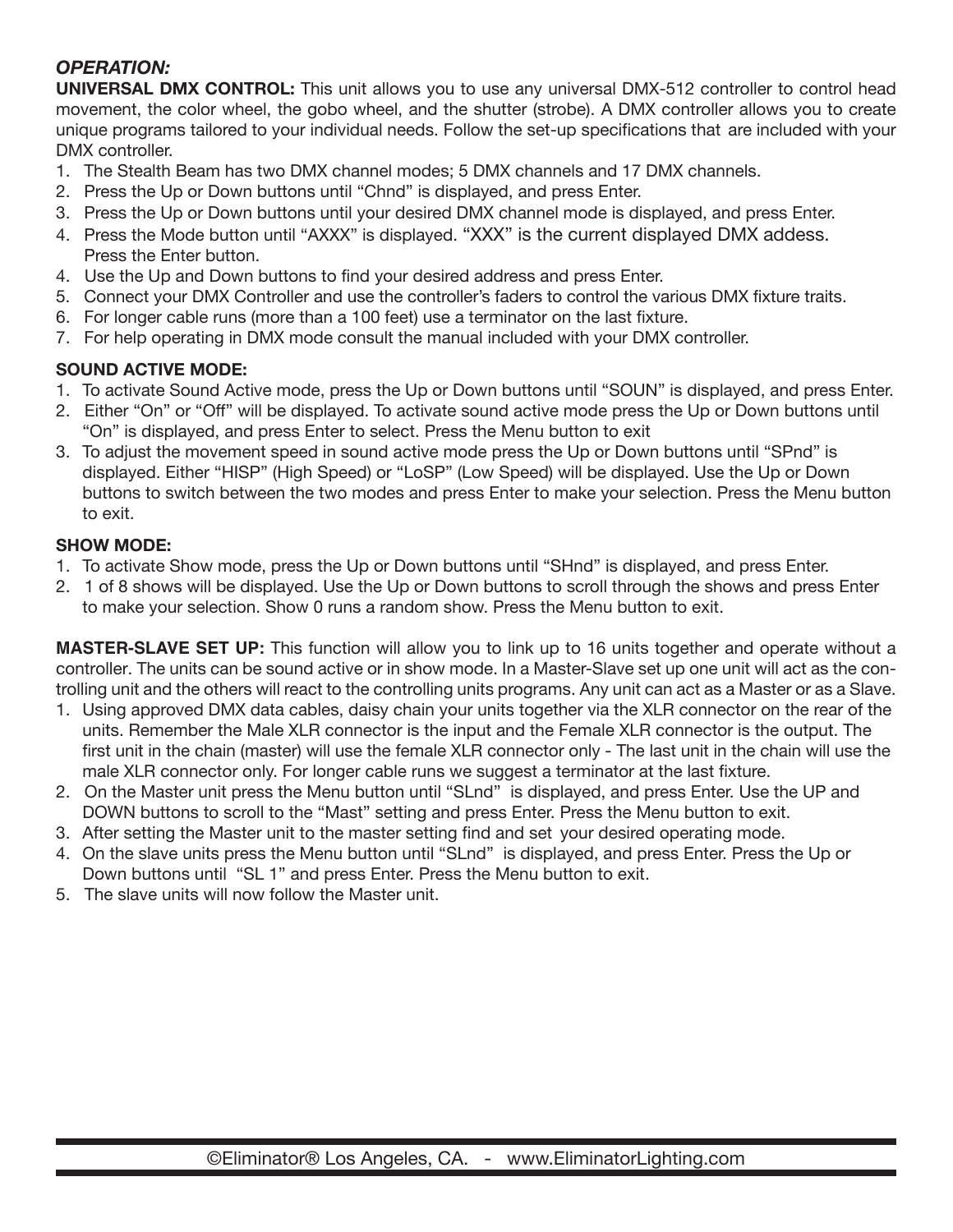***OPERATION:***

**UNIVERSAL DMX CONTROL:** This unit allows you to use any universal DMX-512 controller to control head movement, the color wheel, the gobo wheel, and the shutter (strobe). A DMX controller allows you to create unique programs tailored to your individual needs. Follow the set-up specifications that are included with your DMX controller.

1. The Stealth Beam has two DMX channel modes; 5 DMX channels and 17 DMX channels.
2. Press the Up or Down buttons until "Chnd" is displayed, and press Enter.
3. Press the Up or Down buttons until your desired DMX channel mode is displayed, and press Enter.
4. Press the Mode button until "AXXX" is displayed. "XXX" is the current displayed DMX addess. Press the Enter button.
4. Use the Up and Down buttons to find your desired address and press Enter.
5. Connect your DMX Controller and use the controller's faders to control the various DMX fixture traits.
6. For longer cable runs (more than a 100 feet) use a terminator on the last fixture.
7. For help operating in DMX mode consult the manual included with your DMX controller.

**SOUND ACTIVE MODE:**

1. To activate Sound Active mode, press the Up or Down buttons until "SOUN" is displayed, and press Enter.
2. Either "On" or "Off" will be displayed. To activate sound active mode press the Up or Down buttons until "On" is displayed, and press Enter to select. Press the Menu button to exit
3. To adjust the movement speed in sound active mode press the Up or Down buttons until "SPnd" is displayed. Either "HISP" (High Speed) or "LoSP" (Low Speed) will be displayed. Use the Up or Down buttons to switch between the two modes and press Enter to make your selection. Press the Menu button to exit.

**SHOW MODE:**

1. To activate Show mode, press the Up or Down buttons until "SHnd" is displayed, and press Enter.
2. 1 of 8 shows will be displayed. Use the Up or Down buttons to scroll through the shows and press Enter to make your selection. Show 0 runs a random show. Press the Menu button to exit.

**MASTER-SLAVE SET UP:** This function will allow you to link up to 16 units together and operate without a controller. The units can be sound active or in show mode. In a Master-Slave set up one unit will act as the controlling unit and the others will react to the controlling units programs. Any unit can act as a Master or as a Slave.

1. Using approved DMX data cables, daisy chain your units together via the XLR connector on the rear of the units. Remember the Male XLR connector is the input and the Female XLR connector is the output. The first unit in the chain (master) will use the female XLR connector only - The last unit in the chain will use the male XLR connector only. For longer cable runs we suggest a terminator at the last fixture.
2. On the Master unit press the Menu button until "SLnd" is displayed, and press Enter. Use the UP and DOWN buttons to scroll to the "Mast" setting and press Enter. Press the Menu button to exit.
3. After setting the Master unit to the master setting find and set your desired operating mode.
4. On the slave units press the Menu button until "SLnd" is displayed, and press Enter. Press the Up or Down buttons until "SL 1" and press Enter. Press the Menu button to exit.
5. The slave units will now follow the Master unit.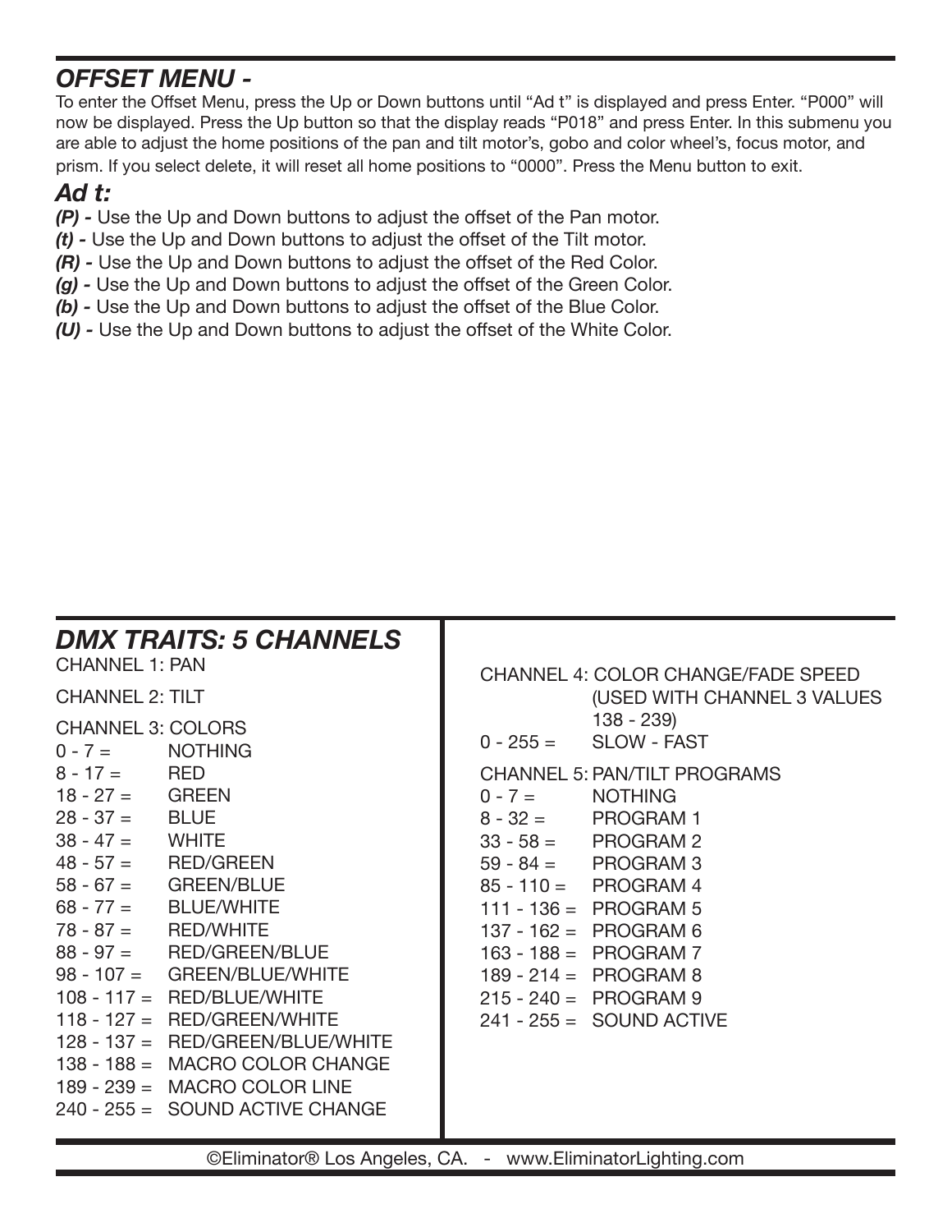## *OFFSET MENU -*

To enter the Offset Menu, press the Up or Down buttons until "Ad t" is displayed and press Enter. "P000" will now be displayed. Press the Up button so that the display reads "P018" and press Enter. In this submenu you are able to adjust the home positions of the pan and tilt motor's, gobo and color wheel's, focus motor, and prism. If you select delete, it will reset all home positions to "0000". Press the Menu button to exit.

### *Ad t:*

***(P) -*** Use the Up and Down buttons to adjust the offset of the Pan motor.
***(t) -*** Use the Up and Down buttons to adjust the offset of the Tilt motor.
***(R) -*** Use the Up and Down buttons to adjust the offset of the Red Color.
***(g) -*** Use the Up and Down buttons to adjust the offset of the Green Color.
***(b) -*** Use the Up and Down buttons to adjust the offset of the Blue Color.
***(U) -*** Use the Up and Down buttons to adjust the offset of the White Color.

## *DMX TRAITS: 5 CHANNELS*

CHANNEL 1: PAN

CHANNEL 2: TILT

CHANNEL 3: COLORS

| | |
|---|---|
| 0 - 7 = | NOTHING |
| 8 - 17 = | RED |
| 18 - 27 = | GREEN |
| 28 - 37 = | BLUE |
| 38 - 47 = | WHITE |
| 48 - 57 = | RED/GREEN |
| 58 - 67 = | GREEN/BLUE |
| 68 - 77 = | BLUE/WHITE |
| 78 - 87 = | RED/WHITE |
| 88 - 97 = | RED/GREEN/BLUE |
| 98 - 107 = | GREEN/BLUE/WHITE |
| 108 - 117 = | RED/BLUE/WHITE |
| 118 - 127 = | RED/GREEN/WHITE |
| 128 - 137 = | RED/GREEN/BLUE/WHITE |
| 138 - 188 = | MACRO COLOR CHANGE |
| 189 - 239 = | MACRO COLOR LINE |
| 240 - 255 = | SOUND ACTIVE CHANGE |

CHANNEL 4: COLOR CHANGE/FADE SPEED (USED WITH CHANNEL 3 VALUES 138 - 239)

| | |
|---|---|
| 0 - 255 = | SLOW - FAST |

CHANNEL 5: PAN/TILT PROGRAMS

| | |
|---|---|
| 0 - 7 = | NOTHING |
| 8 - 32 = | PROGRAM 1 |
| 33 - 58 = | PROGRAM 2 |
| 59 - 84 = | PROGRAM 3 |
| 85 - 110 = | PROGRAM 4 |
| 111 - 136 = | PROGRAM 5 |
| 137 - 162 = | PROGRAM 6 |
| 163 - 188 = | PROGRAM 7 |
| 189 - 214 = | PROGRAM 8 |
| 215 - 240 = | PROGRAM 9 |
| 241 - 255 = | SOUND ACTIVE |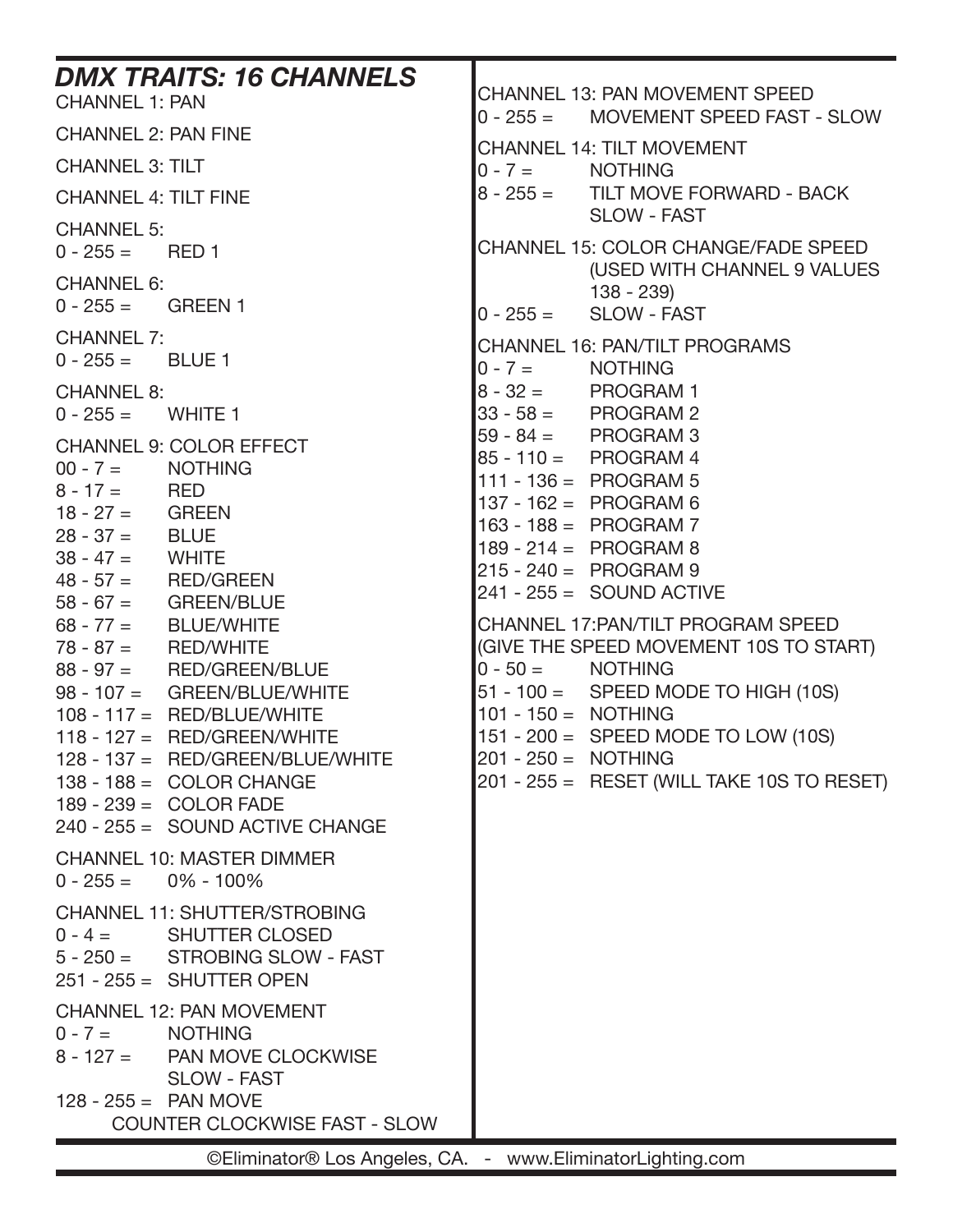## *DMX TRAITS: 16 CHANNELS*

CHANNEL 1: PAN

CHANNEL 2: PAN FINE

CHANNEL 3: TILT

CHANNEL 4: TILT FINE

CHANNEL 5:
0 - 255 = RED 1

CHANNEL 6:
0 - 255 = GREEN 1

CHANNEL 7:
0 - 255 = BLUE 1

CHANNEL 8:
0 - 255 = WHITE 1

CHANNEL 9: COLOR EFFECT
00 - 7 = NOTHING
8 - 17 = RED
18 - 27 = GREEN
28 - 37 = BLUE
38 - 47 = WHITE
48 - 57 = RED/GREEN
58 - 67 = GREEN/BLUE
68 - 77 = BLUE/WHITE
78 - 87 = RED/WHITE
88 - 97 = RED/GREEN/BLUE
98 - 107 = GREEN/BLUE/WHITE
108 - 117 = RED/BLUE/WHITE
118 - 127 = RED/GREEN/WHITE
128 - 137 = RED/GREEN/BLUE/WHITE
138 - 188 = COLOR CHANGE
189 - 239 = COLOR FADE
240 - 255 = SOUND ACTIVE CHANGE

CHANNEL 10: MASTER DIMMER
0 - 255 = 0% - 100%

CHANNEL 11: SHUTTER/STROBING
0 - 4 = SHUTTER CLOSED
5 - 250 = STROBING SLOW - FAST
251 - 255 = SHUTTER OPEN

CHANNEL 12: PAN MOVEMENT
0 - 7 = NOTHING
8 - 127 = PAN MOVE CLOCKWISE SLOW - FAST
128 - 255 = PAN MOVE COUNTER CLOCKWISE FAST - SLOW

CHANNEL 13: PAN MOVEMENT SPEED
0 - 255 = MOVEMENT SPEED FAST - SLOW

CHANNEL 14: TILT MOVEMENT
0 - 7 = NOTHING
8 - 255 = TILT MOVE FORWARD - BACK SLOW - FAST

CHANNEL 15: COLOR CHANGE/FADE SPEED (USED WITH CHANNEL 9 VALUES 138 - 239)
0 - 255 = SLOW - FAST

CHANNEL 16: PAN/TILT PROGRAMS
0 - 7 = NOTHING
8 - 32 = PROGRAM 1
33 - 58 = PROGRAM 2
59 - 84 = PROGRAM 3
85 - 110 = PROGRAM 4
111 - 136 = PROGRAM 5
137 - 162 = PROGRAM 6
163 - 188 = PROGRAM 7
189 - 214 = PROGRAM 8
215 - 240 = PROGRAM 9
241 - 255 = SOUND ACTIVE

CHANNEL 17:PAN/TILT PROGRAM SPEED
(GIVE THE SPEED MOVEMENT 10S TO START)
0 - 50 = NOTHING
51 - 100 = SPEED MODE TO HIGH (10S)
101 - 150 = NOTHING
151 - 200 = SPEED MODE TO LOW (10S)
201 - 250 = NOTHING
201 - 255 = RESET (WILL TAKE 10S TO RESET)

©Eliminator® Los Angeles, CA. - www.EliminatorLighting.com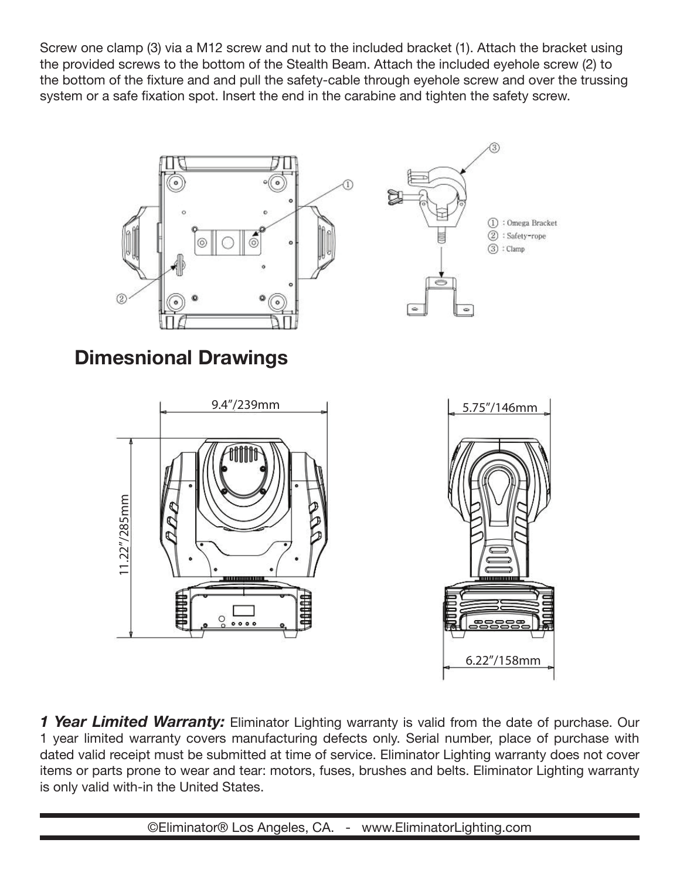Screw one clamp (3) via a M12 screw and nut to the included bracket (1). Attach the bracket using the provided screws to the bottom of the Stealth Beam. Attach the included eyehole screw (2) to the bottom of the fixture and and pull the safety-cable through eyehole screw and over the trussing system or a safe fixation spot. Insert the end in the carabine and tighten the safety screw.

① : Omega Bracket
② : Safety-rope
③ : Clamp

## Dimesnional Drawings

9.4"/239mm

11.22"/285mm

5.75"/146mm

6.22"/158mm

***1 Year Limited Warranty:*** Eliminator Lighting warranty is valid from the date of purchase. Our 1 year limited warranty covers manufacturing defects only. Serial number, place of purchase with dated valid receipt must be submitted at time of service. Eliminator Lighting warranty does not cover items or parts prone to wear and tear: motors, fuses, brushes and belts. Eliminator Lighting warranty is only valid with-in the United States.

©Eliminator® Los Angeles, CA. - www.EliminatorLighting.com